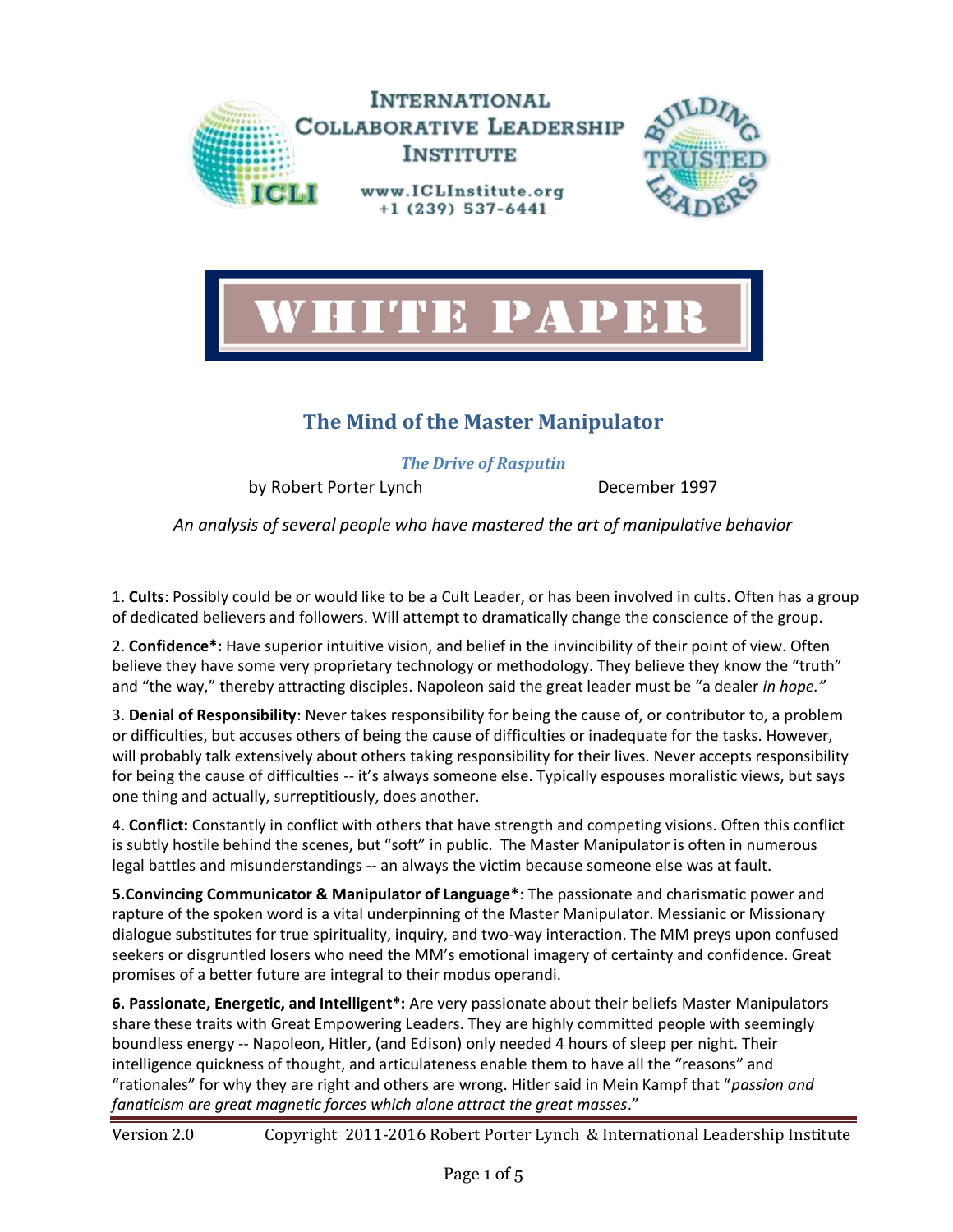INTERNATIONAL COLLABORATIVE LEADERSHIP INSTITUTE

www.ICLInstitute.org
+1 (239) 537-6441

# WHITE PAPER

## The Mind of the Master Manipulator

### *The Drive of Rasputin*

by Robert Porter Lynch December 1997

*An analysis of several people who have mastered the art of manipulative behavior*

1. **Cults**: Possibly could be or would like to be a Cult Leader, or has been involved in cults. Often has a group of dedicated believers and followers. Will attempt to dramatically change the conscience of the group.

2. **Confidence*:** Have superior intuitive vision, and belief in the invincibility of their point of view. Often believe they have some very proprietary technology or methodology. They believe they know the "truth" and "the way," thereby attracting disciples. Napoleon said the great leader must be "a dealer *in hope."*

3. **Denial of Responsibility**: Never takes responsibility for being the cause of, or contributor to, a problem or difficulties, but accuses others of being the cause of difficulties or inadequate for the tasks. However, will probably talk extensively about others taking responsibility for their lives. Never accepts responsibility for being the cause of difficulties -- it's always someone else. Typically espouses moralistic views, but says one thing and actually, surreptitiously, does another.

4. **Conflict:** Constantly in conflict with others that have strength and competing visions. Often this conflict is subtly hostile behind the scenes, but "soft" in public. The Master Manipulator is often in numerous legal battles and misunderstandings -- an always the victim because someone else was at fault.

**5.Convincing Communicator & Manipulator of Language***: The passionate and charismatic power and rapture of the spoken word is a vital underpinning of the Master Manipulator. Messianic or Missionary dialogue substitutes for true spirituality, inquiry, and two-way interaction. The MM preys upon confused seekers or disgruntled losers who need the MM's emotional imagery of certainty and confidence. Great promises of a better future are integral to their modus operandi.

**6. Passionate, Energetic, and Intelligent*:** Are very passionate about their beliefs Master Manipulators share these traits with Great Empowering Leaders. They are highly committed people with seemingly boundless energy -- Napoleon, Hitler, (and Edison) only needed 4 hours of sleep per night. Their intelligence quickness of thought, and articulateness enable them to have all the "reasons" and "rationales" for why they are right and others are wrong. Hitler said in Mein Kampf that "*passion and fanaticism are great magnetic forces which alone attract the great masses*."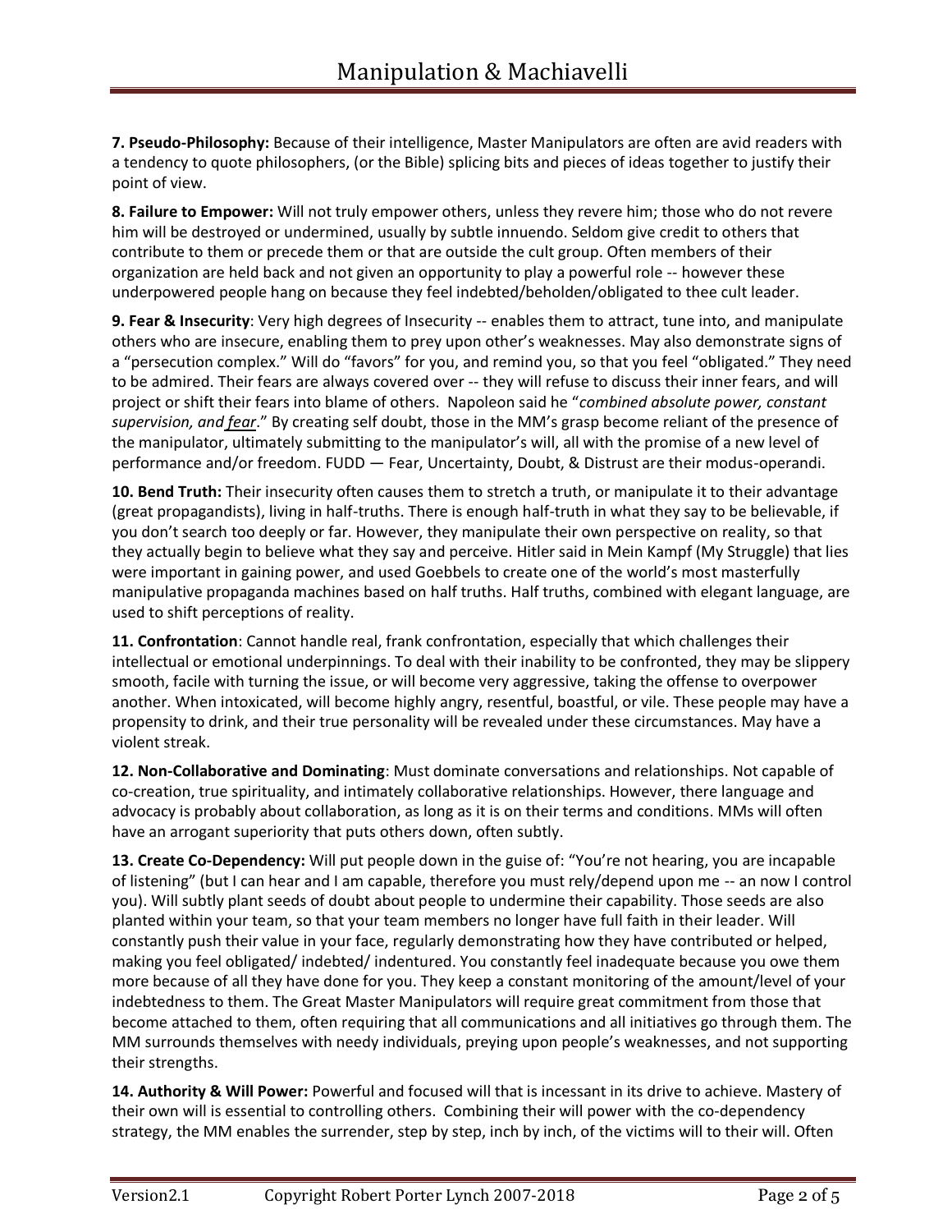**7. Pseudo-Philosophy:** Because of their intelligence, Master Manipulators are often are avid readers with a tendency to quote philosophers, (or the Bible) splicing bits and pieces of ideas together to justify their point of view.

**8. Failure to Empower:** Will not truly empower others, unless they revere him; those who do not revere him will be destroyed or undermined, usually by subtle innuendo. Seldom give credit to others that contribute to them or precede them or that are outside the cult group. Often members of their organization are held back and not given an opportunity to play a powerful role -- however these underpowered people hang on because they feel indebted/beholden/obligated to thee cult leader.

**9. Fear & Insecurity**: Very high degrees of Insecurity -- enables them to attract, tune into, and manipulate others who are insecure, enabling them to prey upon other's weaknesses. May also demonstrate signs of a "persecution complex." Will do "favors" for you, and remind you, so that you feel "obligated." They need to be admired. Their fears are always covered over -- they will refuse to discuss their inner fears, and will project or shift their fears into blame of others. Napoleon said he "*combined absolute power, constant supervision, and fear*." By creating self doubt, those in the MM's grasp become reliant of the presence of the manipulator, ultimately submitting to the manipulator's will, all with the promise of a new level of performance and/or freedom. FUDD — Fear, Uncertainty, Doubt, & Distrust are their modus-operandi.

**10. Bend Truth:** Their insecurity often causes them to stretch a truth, or manipulate it to their advantage (great propagandists), living in half-truths. There is enough half-truth in what they say to be believable, if you don't search too deeply or far. However, they manipulate their own perspective on reality, so that they actually begin to believe what they say and perceive. Hitler said in Mein Kampf (My Struggle) that lies were important in gaining power, and used Goebbels to create one of the world's most masterfully manipulative propaganda machines based on half truths. Half truths, combined with elegant language, are used to shift perceptions of reality.

**11. Confrontation**: Cannot handle real, frank confrontation, especially that which challenges their intellectual or emotional underpinnings. To deal with their inability to be confronted, they may be slippery smooth, facile with turning the issue, or will become very aggressive, taking the offense to overpower another. When intoxicated, will become highly angry, resentful, boastful, or vile. These people may have a propensity to drink, and their true personality will be revealed under these circumstances. May have a violent streak.

**12. Non-Collaborative and Dominating**: Must dominate conversations and relationships. Not capable of co-creation, true spirituality, and intimately collaborative relationships. However, there language and advocacy is probably about collaboration, as long as it is on their terms and conditions. MMs will often have an arrogant superiority that puts others down, often subtly.

**13. Create Co-Dependency:** Will put people down in the guise of: "You're not hearing, you are incapable of listening" (but I can hear and I am capable, therefore you must rely/depend upon me -- an now I control you). Will subtly plant seeds of doubt about people to undermine their capability. Those seeds are also planted within your team, so that your team members no longer have full faith in their leader. Will constantly push their value in your face, regularly demonstrating how they have contributed or helped, making you feel obligated/ indebted/ indentured. You constantly feel inadequate because you owe them more because of all they have done for you. They keep a constant monitoring of the amount/level of your indebtedness to them. The Great Master Manipulators will require great commitment from those that become attached to them, often requiring that all communications and all initiatives go through them. The MM surrounds themselves with needy individuals, preying upon people's weaknesses, and not supporting their strengths.

**14. Authority & Will Power:** Powerful and focused will that is incessant in its drive to achieve. Mastery of their own will is essential to controlling others. Combining their will power with the co-dependency strategy, the MM enables the surrender, step by step, inch by inch, of the victims will to their will. Often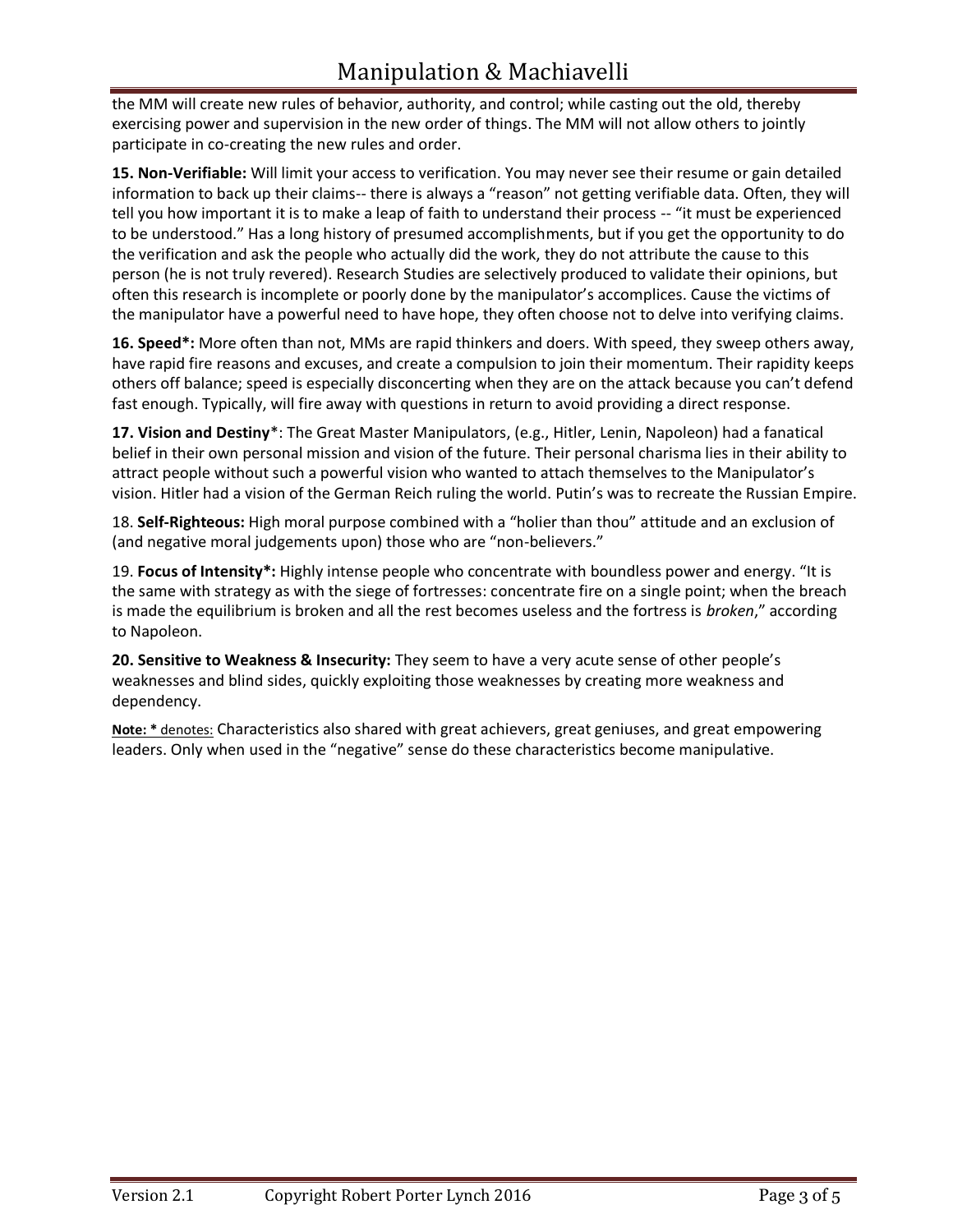the MM will create new rules of behavior, authority, and control; while casting out the old, thereby exercising power and supervision in the new order of things. The MM will not allow others to jointly participate in co-creating the new rules and order.

**15. Non-Verifiable:** Will limit your access to verification. You may never see their resume or gain detailed information to back up their claims-- there is always a "reason" not getting verifiable data. Often, they will tell you how important it is to make a leap of faith to understand their process -- "it must be experienced to be understood." Has a long history of presumed accomplishments, but if you get the opportunity to do the verification and ask the people who actually did the work, they do not attribute the cause to this person (he is not truly revered). Research Studies are selectively produced to validate their opinions, but often this research is incomplete or poorly done by the manipulator's accomplices. Cause the victims of the manipulator have a powerful need to have hope, they often choose not to delve into verifying claims.

**16. Speed*:** More often than not, MMs are rapid thinkers and doers. With speed, they sweep others away, have rapid fire reasons and excuses, and create a compulsion to join their momentum. Their rapidity keeps others off balance; speed is especially disconcerting when they are on the attack because you can't defend fast enough. Typically, will fire away with questions in return to avoid providing a direct response.

**17. Vision and Destiny***: The Great Master Manipulators, (e.g., Hitler, Lenin, Napoleon) had a fanatical belief in their own personal mission and vision of the future. Their personal charisma lies in their ability to attract people without such a powerful vision who wanted to attach themselves to the Manipulator's vision. Hitler had a vision of the German Reich ruling the world. Putin's was to recreate the Russian Empire.

18. **Self-Righteous:** High moral purpose combined with a "holier than thou" attitude and an exclusion of (and negative moral judgements upon) those who are "non-believers."

19. **Focus of Intensity*:** Highly intense people who concentrate with boundless power and energy. "It is the same with strategy as with the siege of fortresses: concentrate fire on a single point; when the breach is made the equilibrium is broken and all the rest becomes useless and the fortress is *broken*," according to Napoleon.

**20. Sensitive to Weakness & Insecurity:** They seem to have a very acute sense of other people's weaknesses and blind sides, quickly exploiting those weaknesses by creating more weakness and dependency.

**Note: *** denotes: Characteristics also shared with great achievers, great geniuses, and great empowering leaders. Only when used in the "negative" sense do these characteristics become manipulative.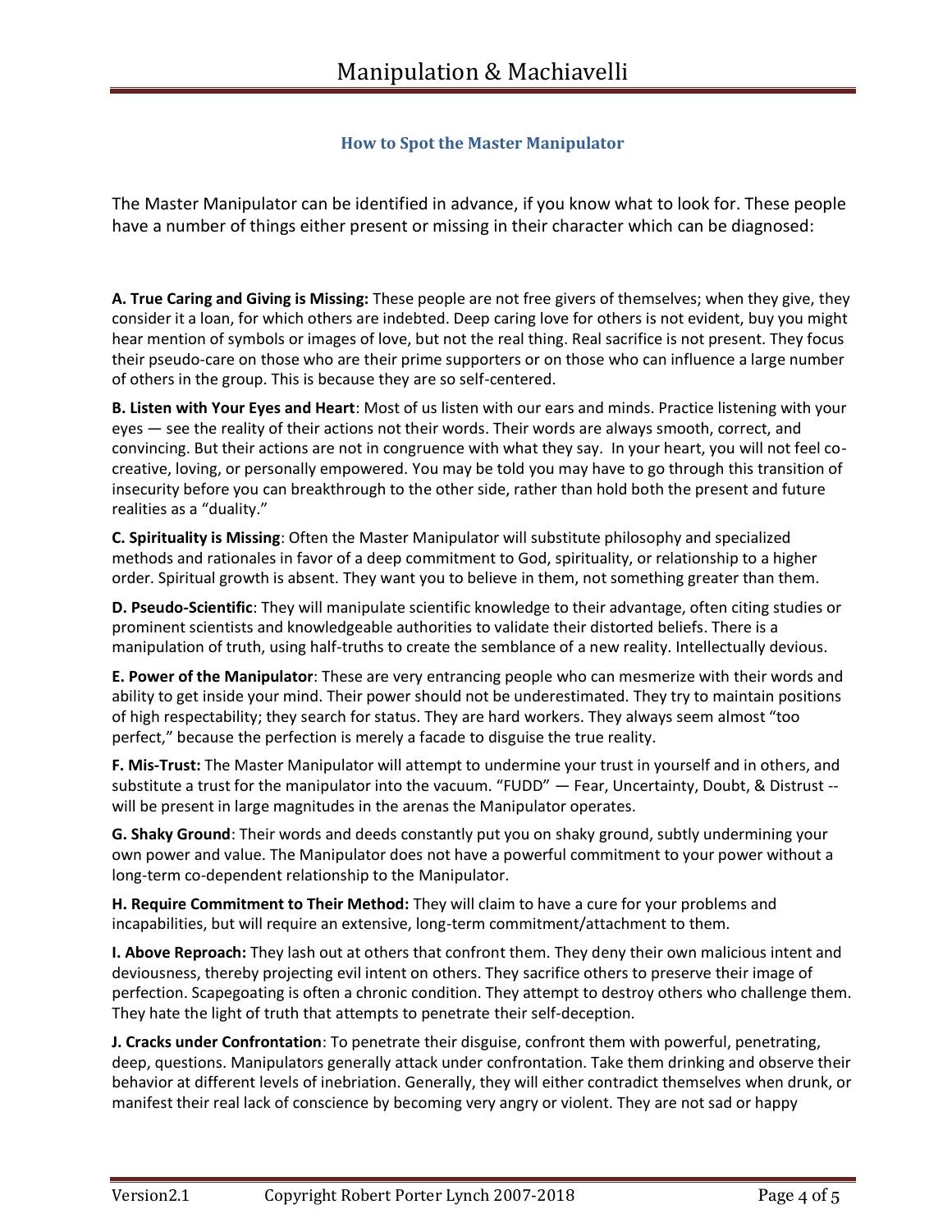### How to Spot the Master Manipulator

The Master Manipulator can be identified in advance, if you know what to look for. These people have a number of things either present or missing in their character which can be diagnosed:

**A. True Caring and Giving is Missing:** These people are not free givers of themselves; when they give, they consider it a loan, for which others are indebted. Deep caring love for others is not evident, buy you might hear mention of symbols or images of love, but not the real thing. Real sacrifice is not present. They focus their pseudo-care on those who are their prime supporters or on those who can influence a large number of others in the group. This is because they are so self-centered.

**B. Listen with Your Eyes and Heart**: Most of us listen with our ears and minds. Practice listening with your eyes — see the reality of their actions not their words. Their words are always smooth, correct, and convincing. But their actions are not in congruence with what they say. In your heart, you will not feel co-creative, loving, or personally empowered. You may be told you may have to go through this transition of insecurity before you can breakthrough to the other side, rather than hold both the present and future realities as a "duality."

**C. Spirituality is Missing**: Often the Master Manipulator will substitute philosophy and specialized methods and rationales in favor of a deep commitment to God, spirituality, or relationship to a higher order. Spiritual growth is absent. They want you to believe in them, not something greater than them.

**D. Pseudo-Scientific**: They will manipulate scientific knowledge to their advantage, often citing studies or prominent scientists and knowledgeable authorities to validate their distorted beliefs. There is a manipulation of truth, using half-truths to create the semblance of a new reality. Intellectually devious.

**E. Power of the Manipulator**: These are very entrancing people who can mesmerize with their words and ability to get inside your mind. Their power should not be underestimated. They try to maintain positions of high respectability; they search for status. They are hard workers. They always seem almost "too perfect," because the perfection is merely a facade to disguise the true reality.

**F. Mis-Trust:** The Master Manipulator will attempt to undermine your trust in yourself and in others, and substitute a trust for the manipulator into the vacuum. "FUDD" — Fear, Uncertainty, Doubt, & Distrust -- will be present in large magnitudes in the arenas the Manipulator operates.

**G. Shaky Ground**: Their words and deeds constantly put you on shaky ground, subtly undermining your own power and value. The Manipulator does not have a powerful commitment to your power without a long-term co-dependent relationship to the Manipulator.

**H. Require Commitment to Their Method:** They will claim to have a cure for your problems and incapabilities, but will require an extensive, long-term commitment/attachment to them.

**I. Above Reproach:** They lash out at others that confront them. They deny their own malicious intent and deviousness, thereby projecting evil intent on others. They sacrifice others to preserve their image of perfection. Scapegoating is often a chronic condition. They attempt to destroy others who challenge them. They hate the light of truth that attempts to penetrate their self-deception.

**J. Cracks under Confrontation**: To penetrate their disguise, confront them with powerful, penetrating, deep, questions. Manipulators generally attack under confrontation. Take them drinking and observe their behavior at different levels of inebriation. Generally, they will either contradict themselves when drunk, or manifest their real lack of conscience by becoming very angry or violent. They are not sad or happy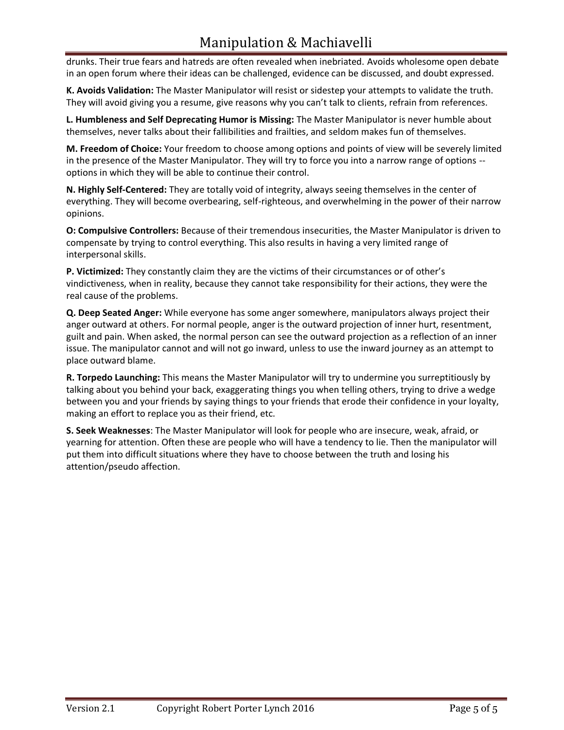drunks. Their true fears and hatreds are often revealed when inebriated. Avoids wholesome open debate in an open forum where their ideas can be challenged, evidence can be discussed, and doubt expressed.

**K. Avoids Validation:** The Master Manipulator will resist or sidestep your attempts to validate the truth. They will avoid giving you a resume, give reasons why you can't talk to clients, refrain from references.

**L. Humbleness and Self Deprecating Humor is Missing:** The Master Manipulator is never humble about themselves, never talks about their fallibilities and frailties, and seldom makes fun of themselves.

**M. Freedom of Choice:** Your freedom to choose among options and points of view will be severely limited in the presence of the Master Manipulator. They will try to force you into a narrow range of options -- options in which they will be able to continue their control.

**N. Highly Self-Centered:** They are totally void of integrity, always seeing themselves in the center of everything. They will become overbearing, self-righteous, and overwhelming in the power of their narrow opinions.

**O: Compulsive Controllers:** Because of their tremendous insecurities, the Master Manipulator is driven to compensate by trying to control everything. This also results in having a very limited range of interpersonal skills.

**P. Victimized:** They constantly claim they are the victims of their circumstances or of other's vindictiveness, when in reality, because they cannot take responsibility for their actions, they were the real cause of the problems.

**Q. Deep Seated Anger:** While everyone has some anger somewhere, manipulators always project their anger outward at others. For normal people, anger is the outward projection of inner hurt, resentment, guilt and pain. When asked, the normal person can see the outward projection as a reflection of an inner issue. The manipulator cannot and will not go inward, unless to use the inward journey as an attempt to place outward blame.

**R. Torpedo Launching:** This means the Master Manipulator will try to undermine you surreptitiously by talking about you behind your back, exaggerating things you when telling others, trying to drive a wedge between you and your friends by saying things to your friends that erode their confidence in your loyalty, making an effort to replace you as their friend, etc.

**S. Seek Weaknesses**: The Master Manipulator will look for people who are insecure, weak, afraid, or yearning for attention. Often these are people who will have a tendency to lie. Then the manipulator will put them into difficult situations where they have to choose between the truth and losing his attention/pseudo affection.